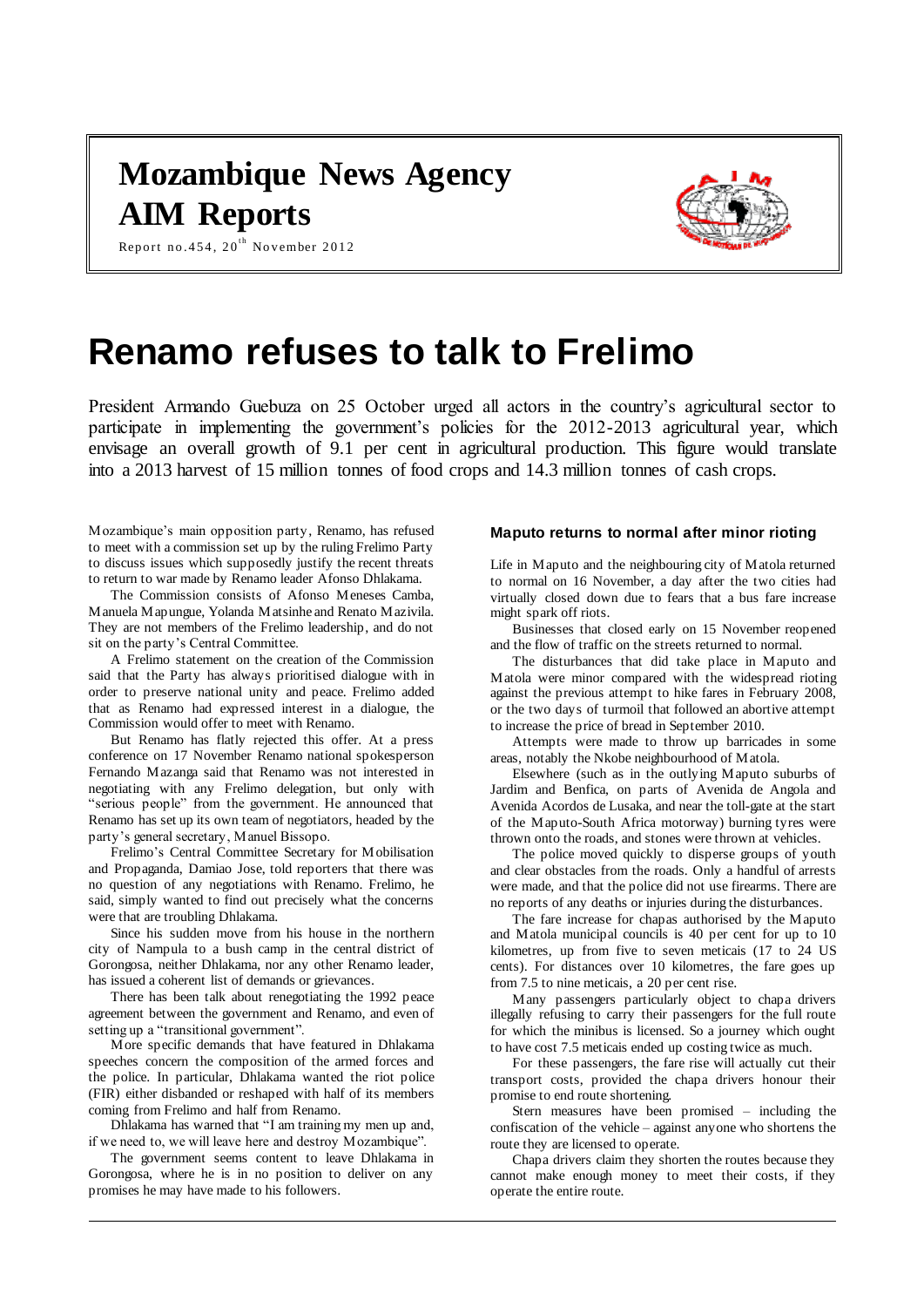# Mozambique News Agency
# AIM Reports

Report no.454, 20th November 2012

# Renamo refuses to talk to Frelimo

President Armando Guebuza on 25 October urged all actors in the country's agricultural sector to participate in implementing the government's policies for the 2012-2013 agricultural year, which envisage an overall growth of 9.1 per cent in agricultural production. This figure would translate into a 2013 harvest of 15 million tonnes of food crops and 14.3 million tonnes of cash crops.

Mozambique's main opposition party, Renamo, has refused to meet with a commission set up by the ruling Frelimo Party to discuss issues which supposedly justify the recent threats to return to war made by Renamo leader Afonso Dhlakama.

The Commission consists of Afonso Meneses Camba, Manuela Mapungue, Yolanda Matsinhe and Renato Mazivila. They are not members of the Frelimo leadership, and do not sit on the party's Central Committee.

A Frelimo statement on the creation of the Commission said that the Party has always prioritised dialogue with in order to preserve national unity and peace. Frelimo added that as Renamo had expressed interest in a dialogue, the Commission would offer to meet with Renamo.

But Renamo has flatly rejected this offer. At a press conference on 17 November Renamo national spokesperson Fernando Mazanga said that Renamo was not interested in negotiating with any Frelimo delegation, but only with "serious people" from the government. He announced that Renamo has set up its own team of negotiators, headed by the party's general secretary, Manuel Bissopo.

Frelimo's Central Committee Secretary for Mobilisation and Propaganda, Damiao Jose, told reporters that there was no question of any negotiations with Renamo. Frelimo, he said, simply wanted to find out precisely what the concerns were that are troubling Dhlakama.

Since his sudden move from his house in the northern city of Nampula to a bush camp in the central district of Gorongosa, neither Dhlakama, nor any other Renamo leader, has issued a coherent list of demands or grievances.

There has been talk about renegotiating the 1992 peace agreement between the government and Renamo, and even of setting up a "transitional government".

More specific demands that have featured in Dhlakama speeches concern the composition of the armed forces and the police. In particular, Dhlakama wanted the riot police (FIR) either disbanded or reshaped with half of its members coming from Frelimo and half from Renamo.

Dhlakama has warned that "I am training my men up and, if we need to, we will leave here and destroy Mozambique".

The government seems content to leave Dhlakama in Gorongosa, where he is in no position to deliver on any promises he may have made to his followers.

### Maputo returns to normal after minor rioting

Life in Maputo and the neighbouring city of Matola returned to normal on 16 November, a day after the two cities had virtually closed down due to fears that a bus fare increase might spark off riots.

Businesses that closed early on 15 November reopened and the flow of traffic on the streets returned to normal.

The disturbances that did take place in Maputo and Matola were minor compared with the widespread rioting against the previous attempt to hike fares in February 2008, or the two days of turmoil that followed an abortive attempt to increase the price of bread in September 2010.

Attempts were made to throw up barricades in some areas, notably the Nkobe neighbourhood of Matola.

Elsewhere (such as in the outlying Maputo suburbs of Jardim and Benfica, on parts of Avenida de Angola and Avenida Acordos de Lusaka, and near the toll-gate at the start of the Maputo-South Africa motorway) burning tyres were thrown onto the roads, and stones were thrown at vehicles.

The police moved quickly to disperse groups of youth and clear obstacles from the roads. Only a handful of arrests were made, and that the police did not use firearms. There are no reports of any deaths or injuries during the disturbances.

The fare increase for chapas authorised by the Maputo and Matola municipal councils is 40 per cent for up to 10 kilometres, up from five to seven meticais (17 to 24 US cents). For distances over 10 kilometres, the fare goes up from 7.5 to nine meticais, a 20 per cent rise.

Many passengers particularly object to chapa drivers illegally refusing to carry their passengers for the full route for which the minibus is licensed. So a journey which ought to have cost 7.5 meticais ended up costing twice as much.

For these passengers, the fare rise will actually cut their transport costs, provided the chapa drivers honour their promise to end route shortening.

Stern measures have been promised – including the confiscation of the vehicle – against anyone who shortens the route they are licensed to operate.

Chapa drivers claim they shorten the routes because they cannot make enough money to meet their costs, if they operate the entire route.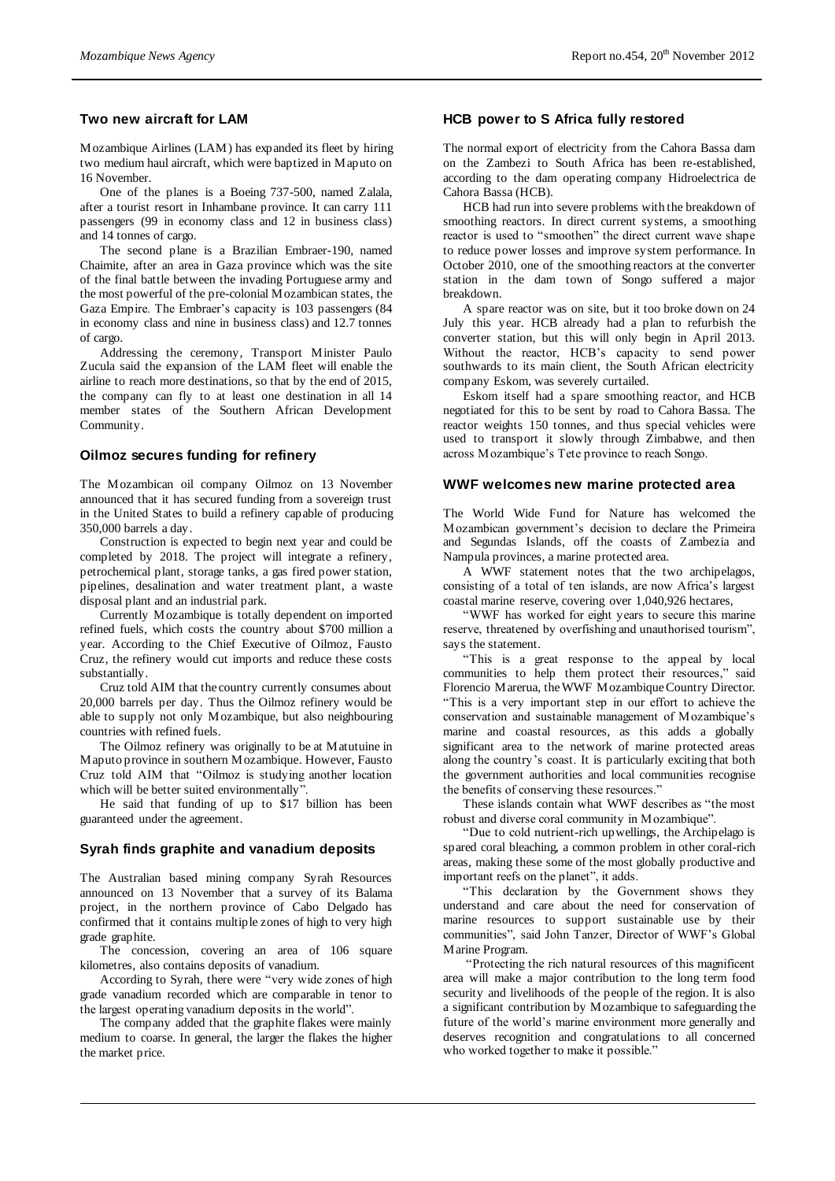## Two new aircraft for LAM

Mozambique Airlines (LAM) has expanded its fleet by hiring two medium haul aircraft, which were baptized in Maputo on 16 November.

One of the planes is a Boeing 737-500, named Zalala, after a tourist resort in Inhambane province. It can carry 111 passengers (99 in economy class and 12 in business class) and 14 tonnes of cargo.

The second plane is a Brazilian Embraer-190, named Chaimite, after an area in Gaza province which was the site of the final battle between the invading Portuguese army and the most powerful of the pre-colonial Mozambican states, the Gaza Empire. The Embraer's capacity is 103 passengers (84 in economy class and nine in business class) and 12.7 tonnes of cargo.

Addressing the ceremony, Transport Minister Paulo Zucula said the expansion of the LAM fleet will enable the airline to reach more destinations, so that by the end of 2015, the company can fly to at least one destination in all 14 member states of the Southern African Development Community.

## Oilmoz secures funding for refinery

The Mozambican oil company Oilmoz on 13 November announced that it has secured funding from a sovereign trust in the United States to build a refinery capable of producing 350,000 barrels a day.

Construction is expected to begin next year and could be completed by 2018. The project will integrate a refinery, petrochemical plant, storage tanks, a gas fired power station, pipelines, desalination and water treatment plant, a waste disposal plant and an industrial park.

Currently Mozambique is totally dependent on imported refined fuels, which costs the country about $700 million a year. According to the Chief Executive of Oilmoz, Fausto Cruz, the refinery would cut imports and reduce these costs substantially.

Cruz told AIM that the country currently consumes about 20,000 barrels per day. Thus the Oilmoz refinery would be able to supply not only Mozambique, but also neighbouring countries with refined fuels.

The Oilmoz refinery was originally to be at Matutuine in Maputo province in southern Mozambique. However, Fausto Cruz told AIM that "Oilmoz is studying another location which will be better suited environmentally".

He said that funding of up to $17 billion has been guaranteed under the agreement.

## Syrah finds graphite and vanadium deposits

The Australian based mining company Syrah Resources announced on 13 November that a survey of its Balama project, in the northern province of Cabo Delgado has confirmed that it contains multiple zones of high to very high grade graphite.

The concession, covering an area of 106 square kilometres, also contains deposits of vanadium.

According to Syrah, there were "very wide zones of high grade vanadium recorded which are comparable in tenor to the largest operating vanadium deposits in the world".

The company added that the graphite flakes were mainly medium to coarse. In general, the larger the flakes the higher the market price.

## HCB power to S Africa fully restored

The normal export of electricity from the Cahora Bassa dam on the Zambezi to South Africa has been re-established, according to the dam operating company Hidroelectrica de Cahora Bassa (HCB).

HCB had run into severe problems with the breakdown of smoothing reactors. In direct current systems, a smoothing reactor is used to "smoothen" the direct current wave shape to reduce power losses and improve system performance. In October 2010, one of the smoothing reactors at the converter station in the dam town of Songo suffered a major breakdown.

A spare reactor was on site, but it too broke down on 24 July this year. HCB already had a plan to refurbish the converter station, but this will only begin in April 2013. Without the reactor, HCB's capacity to send power southwards to its main client, the South African electricity company Eskom, was severely curtailed.

Eskom itself had a spare smoothing reactor, and HCB negotiated for this to be sent by road to Cahora Bassa. The reactor weights 150 tonnes, and thus special vehicles were used to transport it slowly through Zimbabwe, and then across Mozambique's Tete province to reach Songo.

## WWF welcomes new marine protected area

The World Wide Fund for Nature has welcomed the Mozambican government's decision to declare the Primeira and Segundas Islands, off the coasts of Zambezia and Nampula provinces, a marine protected area.

A WWF statement notes that the two archipelagos, consisting of a total of ten islands, are now Africa's largest coastal marine reserve, covering over 1,040,926 hectares,

"WWF has worked for eight years to secure this marine reserve, threatened by overfishing and unauthorised tourism", says the statement.

"This is a great response to the appeal by local communities to help them protect their resources," said Florencio Marerua, the WWF Mozambique Country Director. "This is a very important step in our effort to achieve the conservation and sustainable management of Mozambique's marine and coastal resources, as this adds a globally significant area to the network of marine protected areas along the country's coast. It is particularly exciting that both the government authorities and local communities recognise the benefits of conserving these resources."

These islands contain what WWF describes as "the most robust and diverse coral community in Mozambique".

"Due to cold nutrient-rich upwellings, the Archipelago is spared coral bleaching, a common problem in other coral-rich areas, making these some of the most globally productive and important reefs on the planet", it adds.

"This declaration by the Government shows they understand and care about the need for conservation of marine resources to support sustainable use by their communities", said John Tanzer, Director of WWF's Global Marine Program.

"Protecting the rich natural resources of this magnificent area will make a major contribution to the long term food security and livelihoods of the people of the region. It is also a significant contribution by Mozambique to safeguarding the future of the world's marine environment more generally and deserves recognition and congratulations to all concerned who worked together to make it possible."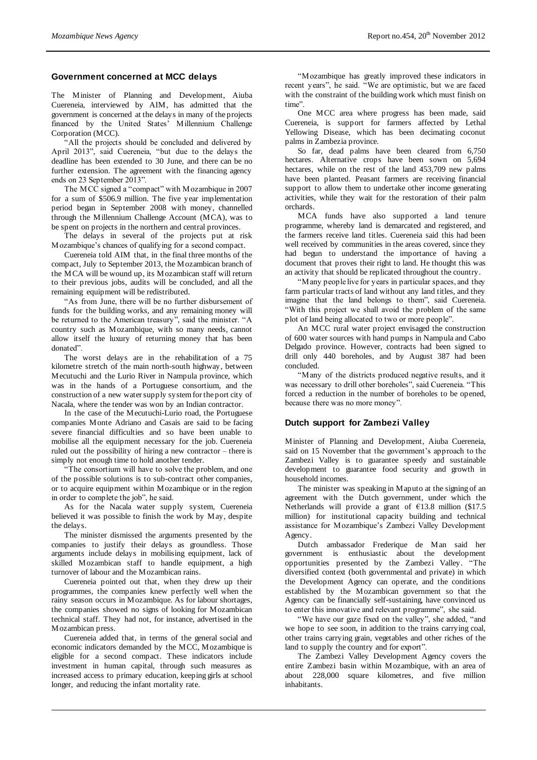## Government concerned at MCC delays

The Minister of Planning and Development, Aiuba Cuereneia, interviewed by AIM, has admitted that the government is concerned at the delays in many of the projects financed by the United States' Millennium Challenge Corporation (MCC).

"All the projects should be concluded and delivered by April 2013", said Cuereneia, "but due to the delays the deadline has been extended to 30 June, and there can be no further extension. The agreement with the financing agency ends on 23 September 2013".

The MCC signed a "compact" with Mozambique in 2007 for a sum of $506.9 million. The five year implementation period began in September 2008 with money, channelled through the Millennium Challenge Account (MCA), was to be spent on projects in the northern and central provinces.

The delays in several of the projects put at risk Mozambique's chances of qualifying for a second compact.

Cuereneia told AIM that, in the final three months of the compact, July to September 2013, the Mozambican branch of the MCA will be wound up, its Mozambican staff will return to their previous jobs, audits will be concluded, and all the remaining equipment will be redistributed.

"As from June, there will be no further disbursement of funds for the building works, and any remaining money will be returned to the American treasury", said the minister. "A country such as Mozambique, with so many needs, cannot allow itself the luxury of returning money that has been donated".

The worst delays are in the rehabilitation of a 75 kilometre stretch of the main north-south highway, between Mecutuchi and the Lurio River in Nampula province, which was in the hands of a Portuguese consortium, and the construction of a new water supply system for the port city of Nacala, where the tender was won by an Indian contractor.

In the case of the Mecutuchi-Lurio road, the Portuguese companies Monte Adriano and Casais are said to be facing severe financial difficulties and so have been unable to mobilise all the equipment necessary for the job. Cuereneia ruled out the possibility of hiring a new contractor – there is simply not enough time to hold another tender.

"The consortium will have to solve the problem, and one of the possible solutions is to sub-contract other companies, or to acquire equipment within Mozambique or in the region in order to complete the job", he said.

As for the Nacala water supply system, Cuereneia believed it was possible to finish the work by May, despite the delays.

The minister dismissed the arguments presented by the companies to justify their delays as groundless. Those arguments include delays in mobilising equipment, lack of skilled Mozambican staff to handle equipment, a high turnover of labour and the Mozambican rains.

Cuereneia pointed out that, when they drew up their programmes, the companies knew perfectly well when the rainy season occurs in Mozambique. As for labour shortages, the companies showed no signs of looking for Mozambican technical staff. They had not, for instance, advertised in the Mozambican press.

Cuereneia added that, in terms of the general social and economic indicators demanded by the MCC, Mozambique is eligible for a second compact. These indicators include investment in human capital, through such measures as increased access to primary education, keeping girls at school longer, and reducing the infant mortality rate.

"Mozambique has greatly improved these indicators in recent years", he said. "We are optimistic, but we are faced with the constraint of the building work which must finish on time".

One MCC area where progress has been made, said Cuereneia, is support for farmers affected by Lethal Yellowing Disease, which has been decimating coconut palms in Zambezia province.

So far, dead palms have been cleared from 6,750 hectares. Alternative crops have been sown on 5,694 hectares, while on the rest of the land 453,709 new palms have been planted. Peasant farmers are receiving financial support to allow them to undertake other income generating activities, while they wait for the restoration of their palm orchards.

MCA funds have also supported a land tenure programme, whereby land is demarcated and registered, and the farmers receive land titles. Cuereneia said this had been well received by communities in the areas covered, since they had begun to understand the importance of having a document that proves their right to land. He thought this was an activity that should be replicated throughout the country.

"Many people live for years in particular spaces, and they farm particular tracts of land without any land titles, and they imagine that the land belongs to them", said Cuereneia. "With this project we shall avoid the problem of the same plot of land being allocated to two or more people".

An MCC rural water project envisaged the construction of 600 water sources with hand pumps in Nampula and Cabo Delgado province. However, contracts had been signed to drill only 440 boreholes, and by August 387 had been concluded.

"Many of the districts produced negative results, and it was necessary to drill other boreholes", said Cuereneia. "This forced a reduction in the number of boreholes to be opened, because there was no more money".

## Dutch support for Zambezi Valley

Minister of Planning and Development, Aiuba Cuereneia, said on 15 November that the government's approach to the Zambezi Valley is to guarantee speedy and sustainable development to guarantee food security and growth in household incomes.

The minister was speaking in Maputo at the signing of an agreement with the Dutch government, under which the Netherlands will provide a grant of €13.8 million ($17.5 million) for institutional capacity building and technical assistance for Mozambique's Zambezi Valley Development Agency.

Dutch ambassador Frederique de Man said her government is enthusiastic about the development opportunities presented by the Zambezi Valley. "The diversified context (both governmental and private) in which the Development Agency can operate, and the conditions established by the Mozambican government so that the Agency can be financially self-sustaining, have convinced us to enter this innovative and relevant programme", she said.

"We have our gaze fixed on the valley", she added, "and we hope to see soon, in addition to the trains carrying coal, other trains carrying grain, vegetables and other riches of the land to supply the country and for export".

The Zambezi Valley Development Agency covers the entire Zambezi basin within Mozambique, with an area of about 228,000 square kilometres, and five million inhabitants.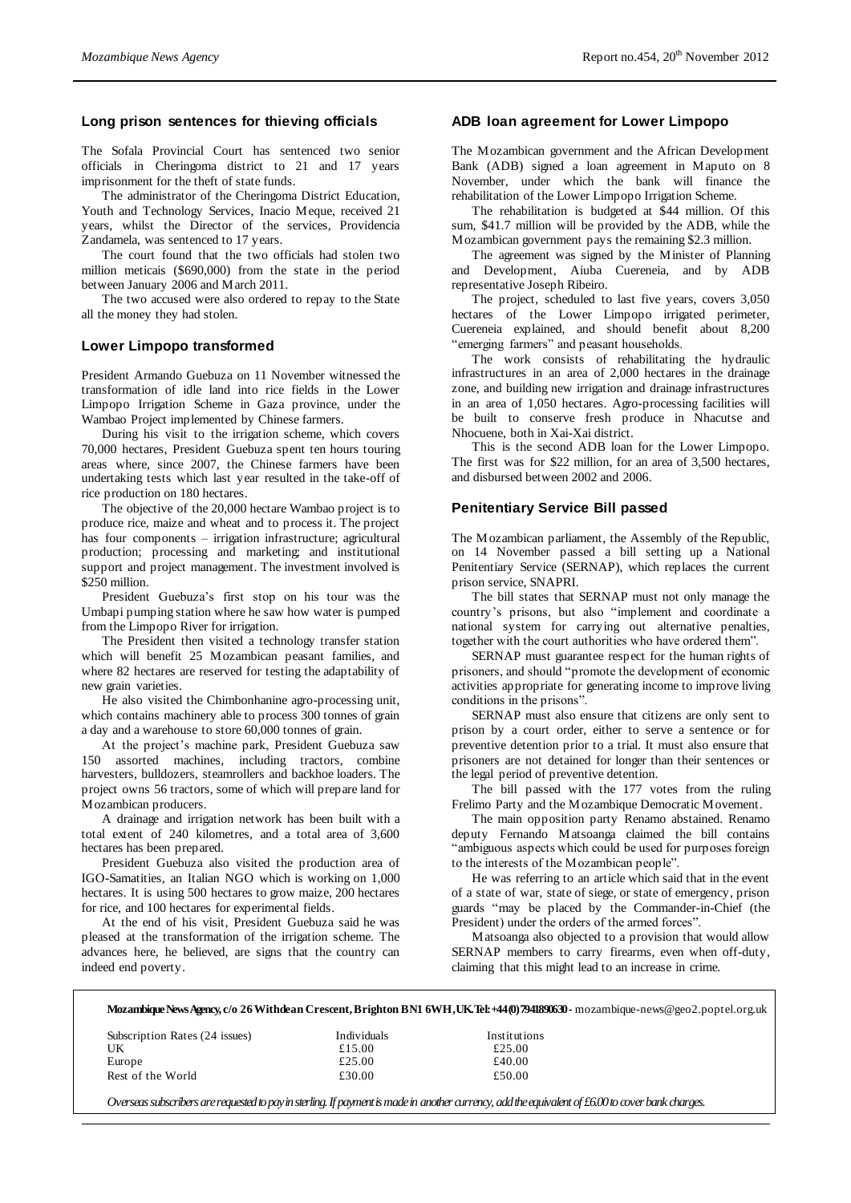## Long prison sentences for thieving officials

The Sofala Provincial Court has sentenced two senior officials in Cheringoma district to 21 and 17 years imprisonment for the theft of state funds.

The administrator of the Cheringoma District Education, Youth and Technology Services, Inacio Meque, received 21 years, whilst the Director of the services, Providencia Zandamela, was sentenced to 17 years.

The court found that the two officials had stolen two million meticais ($690,000) from the state in the period between January 2006 and March 2011.

The two accused were also ordered to repay to the State all the money they had stolen.

## Lower Limpopo transformed

President Armando Guebuza on 11 November witnessed the transformation of idle land into rice fields in the Lower Limpopo Irrigation Scheme in Gaza province, under the Wambao Project implemented by Chinese farmers.

During his visit to the irrigation scheme, which covers 70,000 hectares, President Guebuza spent ten hours touring areas where, since 2007, the Chinese farmers have been undertaking tests which last year resulted in the take-off of rice production on 180 hectares.

The objective of the 20,000 hectare Wambao project is to produce rice, maize and wheat and to process it. The project has four components – irrigation infrastructure; agricultural production; processing and marketing; and institutional support and project management. The investment involved is $250 million.

President Guebuza's first stop on his tour was the Umbapi pumping station where he saw how water is pumped from the Limpopo River for irrigation.

The President then visited a technology transfer station which will benefit 25 Mozambican peasant families, and where 82 hectares are reserved for testing the adaptability of new grain varieties.

He also visited the Chimbonhanine agro-processing unit, which contains machinery able to process 300 tonnes of grain a day and a warehouse to store 60,000 tonnes of grain.

At the project's machine park, President Guebuza saw 150 assorted machines, including tractors, combine harvesters, bulldozers, steamrollers and backhoe loaders. The project owns 56 tractors, some of which will prepare land for Mozambican producers.

A drainage and irrigation network has been built with a total extent of 240 kilometres, and a total area of 3,600 hectares has been prepared.

President Guebuza also visited the production area of IGO-Samatities, an Italian NGO which is working on 1,000 hectares. It is using 500 hectares to grow maize, 200 hectares for rice, and 100 hectares for experimental fields.

At the end of his visit, President Guebuza said he was pleased at the transformation of the irrigation scheme. The advances here, he believed, are signs that the country can indeed end poverty.

## ADB loan agreement for Lower Limpopo

The Mozambican government and the African Development Bank (ADB) signed a loan agreement in Maputo on 8 November, under which the bank will finance the rehabilitation of the Lower Limpopo Irrigation Scheme.

The rehabilitation is budgeted at $44 million. Of this sum, $41.7 million will be provided by the ADB, while the Mozambican government pays the remaining $2.3 million.

The agreement was signed by the Minister of Planning and Development, Aiuba Cuereneia, and by ADB representative Joseph Ribeiro.

The project, scheduled to last five years, covers 3,050 hectares of the Lower Limpopo irrigated perimeter, Cuereneia explained, and should benefit about 8,200 "emerging farmers" and peasant households.

The work consists of rehabilitating the hydraulic infrastructures in an area of 2,000 hectares in the drainage zone, and building new irrigation and drainage infrastructures in an area of 1,050 hectares. Agro-processing facilities will be built to conserve fresh produce in Nhacutse and Nhocuene, both in Xai-Xai district.

This is the second ADB loan for the Lower Limpopo. The first was for $22 million, for an area of 3,500 hectares, and disbursed between 2002 and 2006.

## Penitentiary Service Bill passed

The Mozambican parliament, the Assembly of the Republic, on 14 November passed a bill setting up a National Penitentiary Service (SERNAP), which replaces the current prison service, SNAPRI.

The bill states that SERNAP must not only manage the country's prisons, but also "implement and coordinate a national system for carrying out alternative penalties, together with the court authorities who have ordered them".

SERNAP must guarantee respect for the human rights of prisoners, and should "promote the development of economic activities appropriate for generating income to improve living conditions in the prisons".

SERNAP must also ensure that citizens are only sent to prison by a court order, either to serve a sentence or for preventive detention prior to a trial. It must also ensure that prisoners are not detained for longer than their sentences or the legal period of preventive detention.

The bill passed with the 177 votes from the ruling Frelimo Party and the Mozambique Democratic Movement.

The main opposition party Renamo abstained. Renamo deputy Fernando Matsoanga claimed the bill contains "ambiguous aspects which could be used for purposes foreign to the interests of the Mozambican people".

He was referring to an article which said that in the event of a state of war, state of siege, or state of emergency, prison guards "may be placed by the Commander-in-Chief (the President) under the orders of the armed forces".

Matsoanga also objected to a provision that would allow SERNAP members to carry firearms, even when off-duty, claiming that this might lead to an increase in crime.

**Mozambique News Agency, c/o 26 Withdean Crescent, Brighton BN1 6WH, UK. Tel: +44(0)7941890630** - mozambique-news@geo2.poptel.org.uk

| Subscription Rates (24 issues) | Individuals | Institutions |
|---|---|---|
| UK | £15.00 | £25.00 |
| Europe | £25.00 | £40.00 |
| Rest of the World | £30.00 | £50.00 |

*Overseas subscribers are requested to pay in sterling. If payment is made in another currency, add the equivalent of £6.00 to cover bank charges.*